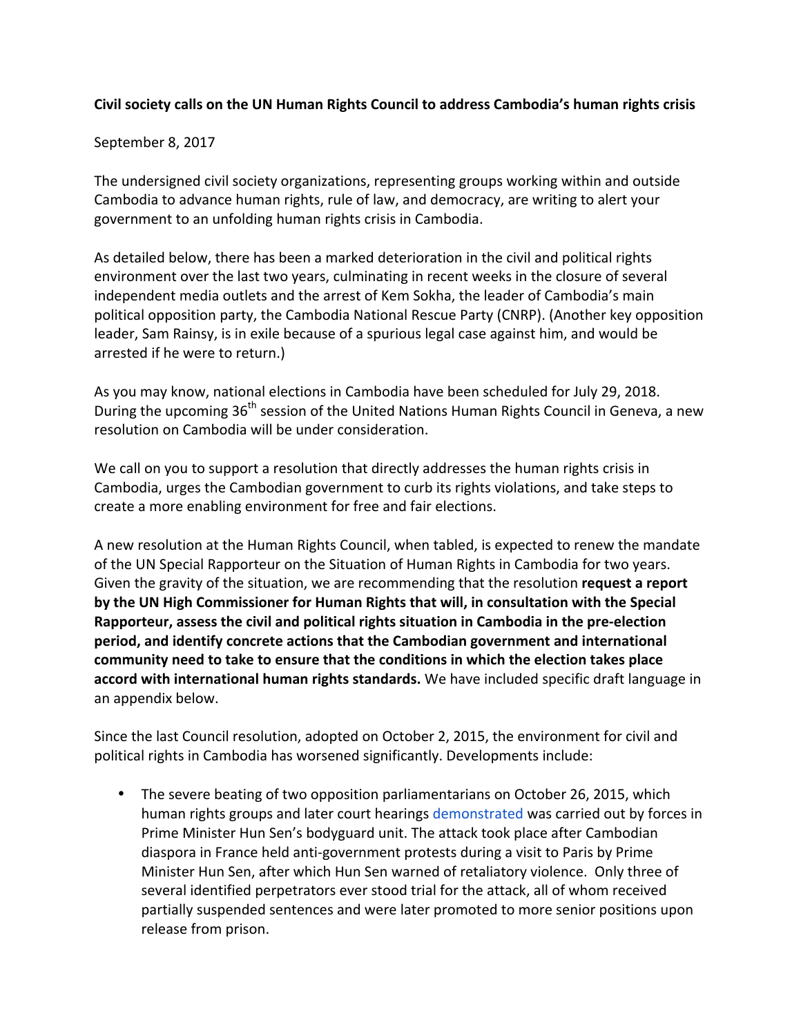**Civil society calls on the UN Human Rights Council to address Cambodia's human rights crisis**

September 8, 2017

The undersigned civil society organizations, representing groups working within and outside Cambodia to advance human rights, rule of law, and democracy, are writing to alert your government to an unfolding human rights crisis in Cambodia.

As detailed below, there has been a marked deterioration in the civil and political rights environment over the last two years, culminating in recent weeks in the closure of several independent media outlets and the arrest of Kem Sokha, the leader of Cambodia's main political opposition party, the Cambodia National Rescue Party (CNRP). (Another key opposition leader, Sam Rainsy, is in exile because of a spurious legal case against him, and would be arrested if he were to return.)

As you may know, national elections in Cambodia have been scheduled for July 29, 2018. During the upcoming 36th session of the United Nations Human Rights Council in Geneva, a new resolution on Cambodia will be under consideration.

We call on you to support a resolution that directly addresses the human rights crisis in Cambodia, urges the Cambodian government to curb its rights violations, and take steps to create a more enabling environment for free and fair elections.

A new resolution at the Human Rights Council, when tabled, is expected to renew the mandate of the UN Special Rapporteur on the Situation of Human Rights in Cambodia for two years. Given the gravity of the situation, we are recommending that the resolution **request a report by the UN High Commissioner for Human Rights that will, in consultation with the Special Rapporteur, assess the civil and political rights situation in Cambodia in the pre-election period, and identify concrete actions that the Cambodian government and international community need to take to ensure that the conditions in which the election takes place accord with international human rights standards.** We have included specific draft language in an appendix below.

Since the last Council resolution, adopted on October 2, 2015, the environment for civil and political rights in Cambodia has worsened significantly. Developments include:

- The severe beating of two opposition parliamentarians on October 26, 2015, which human rights groups and later court hearings demonstrated was carried out by forces in Prime Minister Hun Sen's bodyguard unit. The attack took place after Cambodian diaspora in France held anti-government protests during a visit to Paris by Prime Minister Hun Sen, after which Hun Sen warned of retaliatory violence. Only three of several identified perpetrators ever stood trial for the attack, all of whom received partially suspended sentences and were later promoted to more senior positions upon release from prison.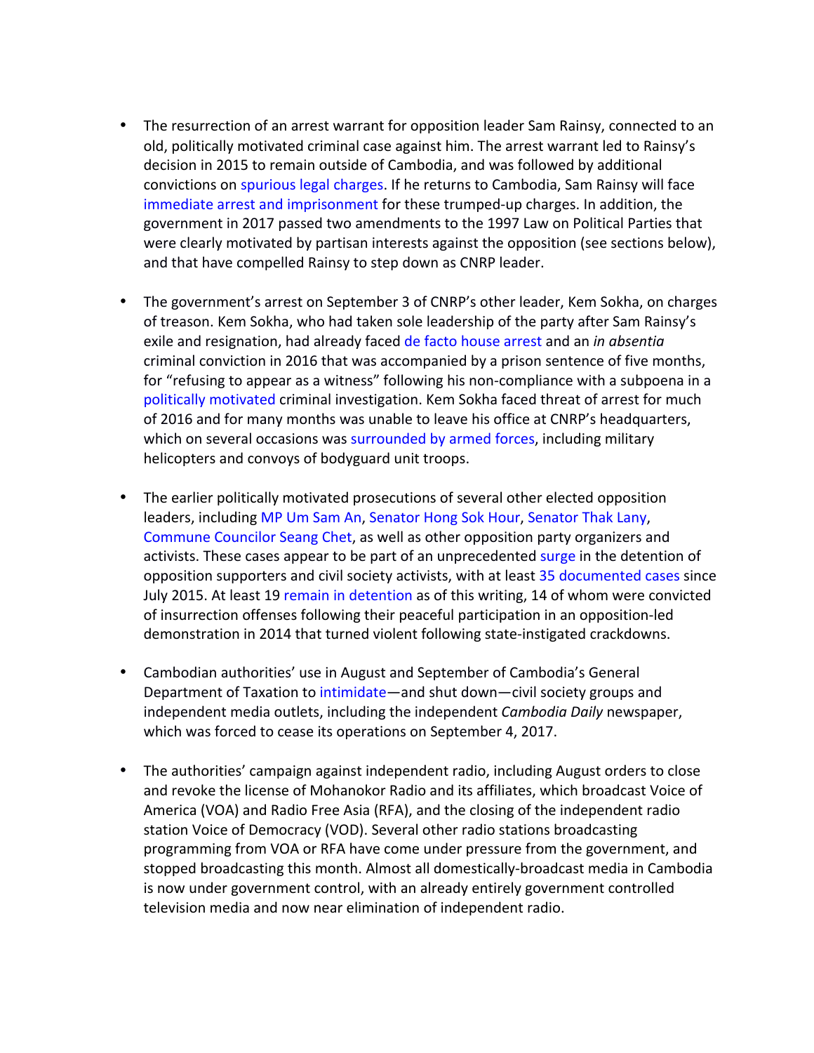- The resurrection of an arrest warrant for opposition leader Sam Rainsy, connected to an old, politically motivated criminal case against him. The arrest warrant led to Rainsy's decision in 2015 to remain outside of Cambodia, and was followed by additional convictions on spurious legal charges. If he returns to Cambodia, Sam Rainsy will face immediate arrest and imprisonment for these trumped-up charges. In addition, the government in 2017 passed two amendments to the 1997 Law on Political Parties that were clearly motivated by partisan interests against the opposition (see sections below), and that have compelled Rainsy to step down as CNRP leader.

- The government's arrest on September 3 of CNRP's other leader, Kem Sokha, on charges of treason. Kem Sokha, who had taken sole leadership of the party after Sam Rainsy's exile and resignation, had already faced de facto house arrest and an *in absentia* criminal conviction in 2016 that was accompanied by a prison sentence of five months, for "refusing to appear as a witness" following his non-compliance with a subpoena in a politically motivated criminal investigation. Kem Sokha faced threat of arrest for much of 2016 and for many months was unable to leave his office at CNRP's headquarters, which on several occasions was surrounded by armed forces, including military helicopters and convoys of bodyguard unit troops.

- The earlier politically motivated prosecutions of several other elected opposition leaders, including MP Um Sam An, Senator Hong Sok Hour, Senator Thak Lany, Commune Councilor Seang Chet, as well as other opposition party organizers and activists. These cases appear to be part of an unprecedented surge in the detention of opposition supporters and civil society activists, with at least 35 documented cases since July 2015. At least 19 remain in detention as of this writing, 14 of whom were convicted of insurrection offenses following their peaceful participation in an opposition-led demonstration in 2014 that turned violent following state-instigated crackdowns.

- Cambodian authorities' use in August and September of Cambodia's General Department of Taxation to intimidate—and shut down—civil society groups and independent media outlets, including the independent *Cambodia Daily* newspaper, which was forced to cease its operations on September 4, 2017.

- The authorities' campaign against independent radio, including August orders to close and revoke the license of Mohanokor Radio and its affiliates, which broadcast Voice of America (VOA) and Radio Free Asia (RFA), and the closing of the independent radio station Voice of Democracy (VOD). Several other radio stations broadcasting programming from VOA or RFA have come under pressure from the government, and stopped broadcasting this month. Almost all domestically-broadcast media in Cambodia is now under government control, with an already entirely government controlled television media and now near elimination of independent radio.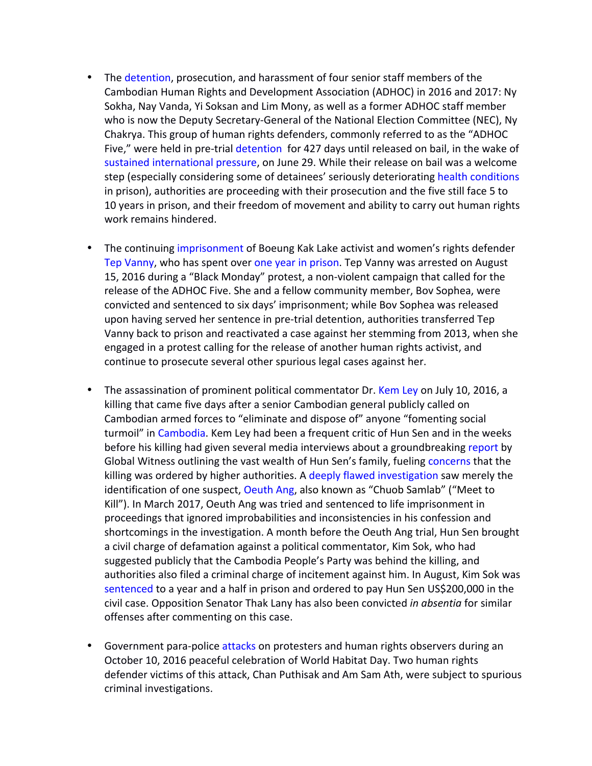- The detention, prosecution, and harassment of four senior staff members of the Cambodian Human Rights and Development Association (ADHOC) in 2016 and 2017: Ny Sokha, Nay Vanda, Yi Soksan and Lim Mony, as well as a former ADHOC staff member who is now the Deputy Secretary-General of the National Election Committee (NEC), Ny Chakrya. This group of human rights defenders, commonly referred to as the "ADHOC Five," were held in pre-trial detention for 427 days until released on bail, in the wake of sustained international pressure, on June 29. While their release on bail was a welcome step (especially considering some of detainees' seriously deteriorating health conditions in prison), authorities are proceeding with their prosecution and the five still face 5 to 10 years in prison, and their freedom of movement and ability to carry out human rights work remains hindered.

- The continuing imprisonment of Boeung Kak Lake activist and women's rights defender Tep Vanny, who has spent over one year in prison. Tep Vanny was arrested on August 15, 2016 during a "Black Monday" protest, a non-violent campaign that called for the release of the ADHOC Five. She and a fellow community member, Bov Sophea, were convicted and sentenced to six days' imprisonment; while Bov Sophea was released upon having served her sentence in pre-trial detention, authorities transferred Tep Vanny back to prison and reactivated a case against her stemming from 2013, when she engaged in a protest calling for the release of another human rights activist, and continue to prosecute several other spurious legal cases against her.

- The assassination of prominent political commentator Dr. Kem Ley on July 10, 2016, a killing that came five days after a senior Cambodian general publicly called on Cambodian armed forces to "eliminate and dispose of" anyone "fomenting social turmoil" in Cambodia. Kem Ley had been a frequent critic of Hun Sen and in the weeks before his killing had given several media interviews about a groundbreaking report by Global Witness outlining the vast wealth of Hun Sen's family, fueling concerns that the killing was ordered by higher authorities. A deeply flawed investigation saw merely the identification of one suspect, Oeuth Ang, also known as "Chuob Samlab" ("Meet to Kill"). In March 2017, Oeuth Ang was tried and sentenced to life imprisonment in proceedings that ignored improbabilities and inconsistencies in his confession and shortcomings in the investigation. A month before the Oeuth Ang trial, Hun Sen brought a civil charge of defamation against a political commentator, Kim Sok, who had suggested publicly that the Cambodia People's Party was behind the killing, and authorities also filed a criminal charge of incitement against him. In August, Kim Sok was sentenced to a year and a half in prison and ordered to pay Hun Sen US$200,000 in the civil case. Opposition Senator Thak Lany has also been convicted *in absentia* for similar offenses after commenting on this case.

- Government para-police attacks on protesters and human rights observers during an October 10, 2016 peaceful celebration of World Habitat Day. Two human rights defender victims of this attack, Chan Puthisak and Am Sam Ath, were subject to spurious criminal investigations.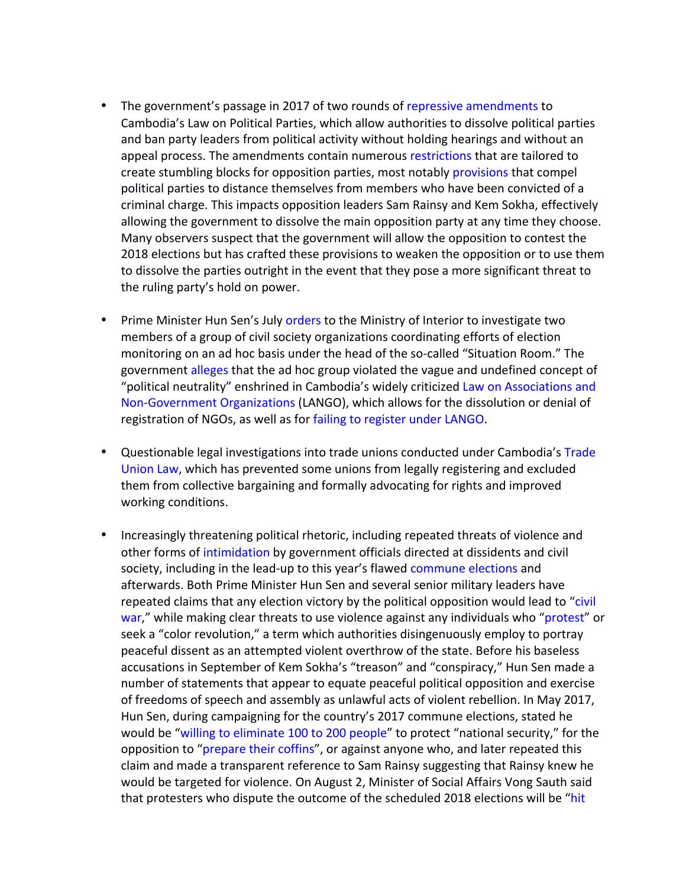- The government's passage in 2017 of two rounds of repressive amendments to Cambodia's Law on Political Parties, which allow authorities to dissolve political parties and ban party leaders from political activity without holding hearings and without an appeal process. The amendments contain numerous restrictions that are tailored to create stumbling blocks for opposition parties, most notably provisions that compel political parties to distance themselves from members who have been convicted of a criminal charge. This impacts opposition leaders Sam Rainsy and Kem Sokha, effectively allowing the government to dissolve the main opposition party at any time they choose. Many observers suspect that the government will allow the opposition to contest the 2018 elections but has crafted these provisions to weaken the opposition or to use them to dissolve the parties outright in the event that they pose a more significant threat to the ruling party's hold on power.

- Prime Minister Hun Sen's July orders to the Ministry of Interior to investigate two members of a group of civil society organizations coordinating efforts of election monitoring on an ad hoc basis under the head of the so-called "Situation Room." The government alleges that the ad hoc group violated the vague and undefined concept of "political neutrality" enshrined in Cambodia's widely criticized Law on Associations and Non-Government Organizations (LANGO), which allows for the dissolution or denial of registration of NGOs, as well as for failing to register under LANGO.

- Questionable legal investigations into trade unions conducted under Cambodia's Trade Union Law, which has prevented some unions from legally registering and excluded them from collective bargaining and formally advocating for rights and improved working conditions.

- Increasingly threatening political rhetoric, including repeated threats of violence and other forms of intimidation by government officials directed at dissidents and civil society, including in the lead-up to this year's flawed commune elections and afterwards. Both Prime Minister Hun Sen and several senior military leaders have repeated claims that any election victory by the political opposition would lead to "civil war," while making clear threats to use violence against any individuals who "protest" or seek a "color revolution," a term which authorities disingenuously employ to portray peaceful dissent as an attempted violent overthrow of the state. Before his baseless accusations in September of Kem Sokha's "treason" and "conspiracy," Hun Sen made a number of statements that appear to equate peaceful political opposition and exercise of freedoms of speech and assembly as unlawful acts of violent rebellion. In May 2017, Hun Sen, during campaigning for the country's 2017 commune elections, stated he would be "willing to eliminate 100 to 200 people" to protect "national security," for the opposition to "prepare their coffins", or against anyone who, and later repeated this claim and made a transparent reference to Sam Rainsy suggesting that Rainsy knew he would be targeted for violence. On August 2, Minister of Social Affairs Vong Sauth said that protesters who dispute the outcome of the scheduled 2018 elections will be "hit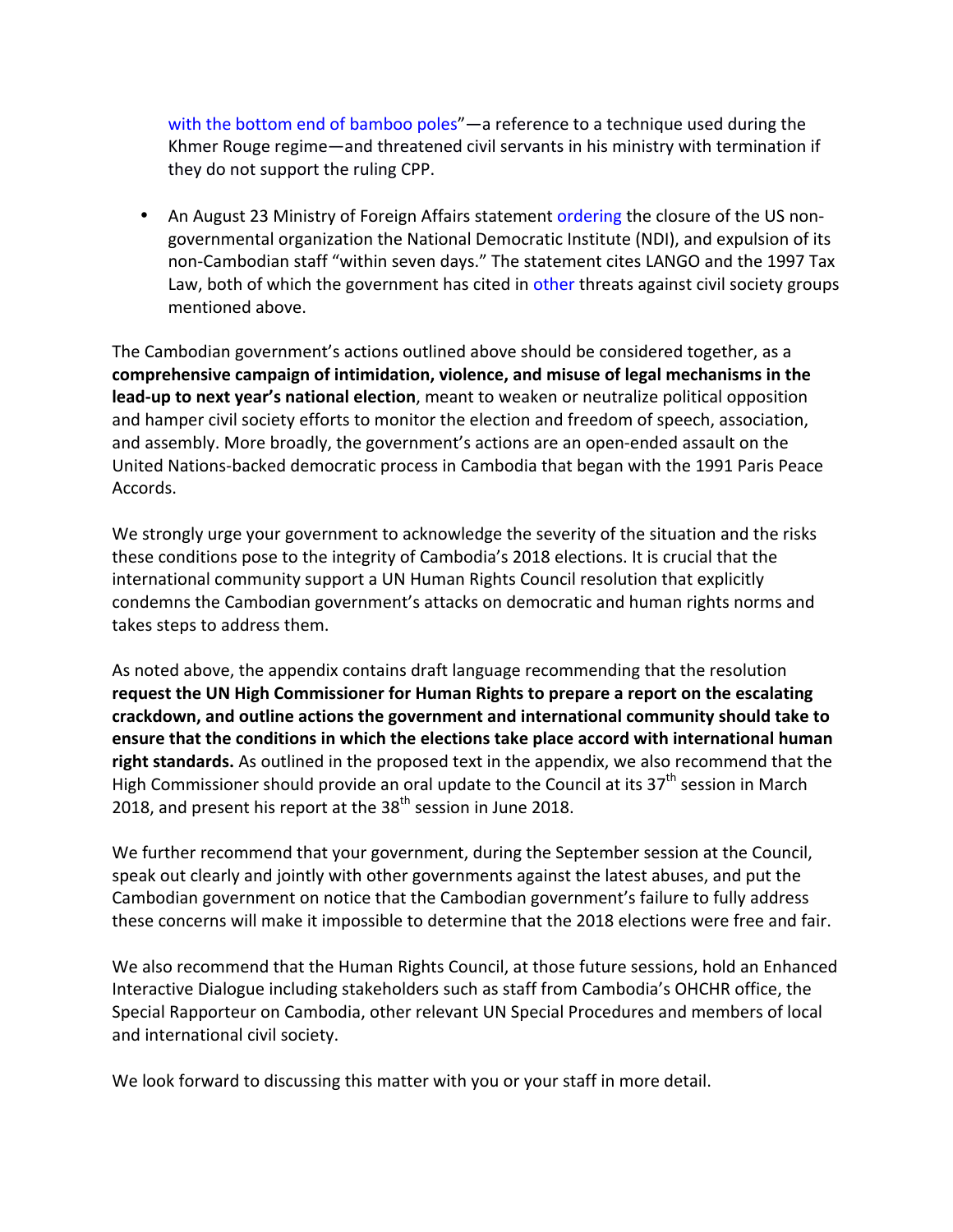with the bottom end of bamboo poles"—a reference to a technique used during the Khmer Rouge regime—and threatened civil servants in his ministry with termination if they do not support the ruling CPP.

- An August 23 Ministry of Foreign Affairs statement ordering the closure of the US non-governmental organization the National Democratic Institute (NDI), and expulsion of its non-Cambodian staff "within seven days." The statement cites LANGO and the 1997 Tax Law, both of which the government has cited in other threats against civil society groups mentioned above.

The Cambodian government's actions outlined above should be considered together, as a **comprehensive campaign of intimidation, violence, and misuse of legal mechanisms in the lead-up to next year's national election**, meant to weaken or neutralize political opposition and hamper civil society efforts to monitor the election and freedom of speech, association, and assembly. More broadly, the government's actions are an open-ended assault on the United Nations-backed democratic process in Cambodia that began with the 1991 Paris Peace Accords.

We strongly urge your government to acknowledge the severity of the situation and the risks these conditions pose to the integrity of Cambodia's 2018 elections. It is crucial that the international community support a UN Human Rights Council resolution that explicitly condemns the Cambodian government's attacks on democratic and human rights norms and takes steps to address them.

As noted above, the appendix contains draft language recommending that the resolution **request the UN High Commissioner for Human Rights to prepare a report on the escalating crackdown, and outline actions the government and international community should take to ensure that the conditions in which the elections take place accord with international human right standards.** As outlined in the proposed text in the appendix, we also recommend that the High Commissioner should provide an oral update to the Council at its 37th session in March 2018, and present his report at the 38th session in June 2018.

We further recommend that your government, during the September session at the Council, speak out clearly and jointly with other governments against the latest abuses, and put the Cambodian government on notice that the Cambodian government's failure to fully address these concerns will make it impossible to determine that the 2018 elections were free and fair.

We also recommend that the Human Rights Council, at those future sessions, hold an Enhanced Interactive Dialogue including stakeholders such as staff from Cambodia's OHCHR office, the Special Rapporteur on Cambodia, other relevant UN Special Procedures and members of local and international civil society.

We look forward to discussing this matter with you or your staff in more detail.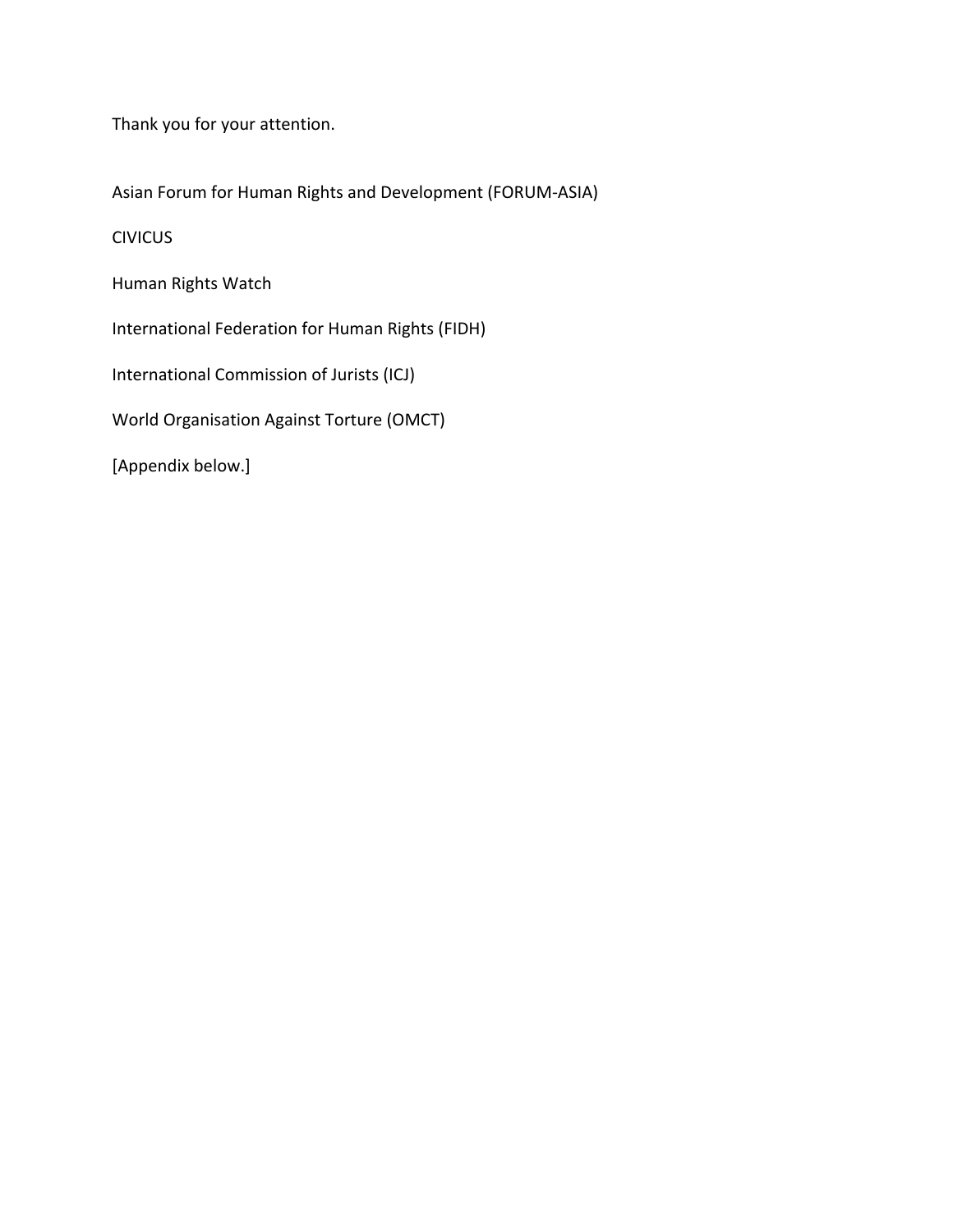Thank you for your attention.

Asian Forum for Human Rights and Development (FORUM-ASIA)

CIVICUS

Human Rights Watch

International Federation for Human Rights (FIDH)

International Commission of Jurists (ICJ)

World Organisation Against Torture (OMCT)

[Appendix below.]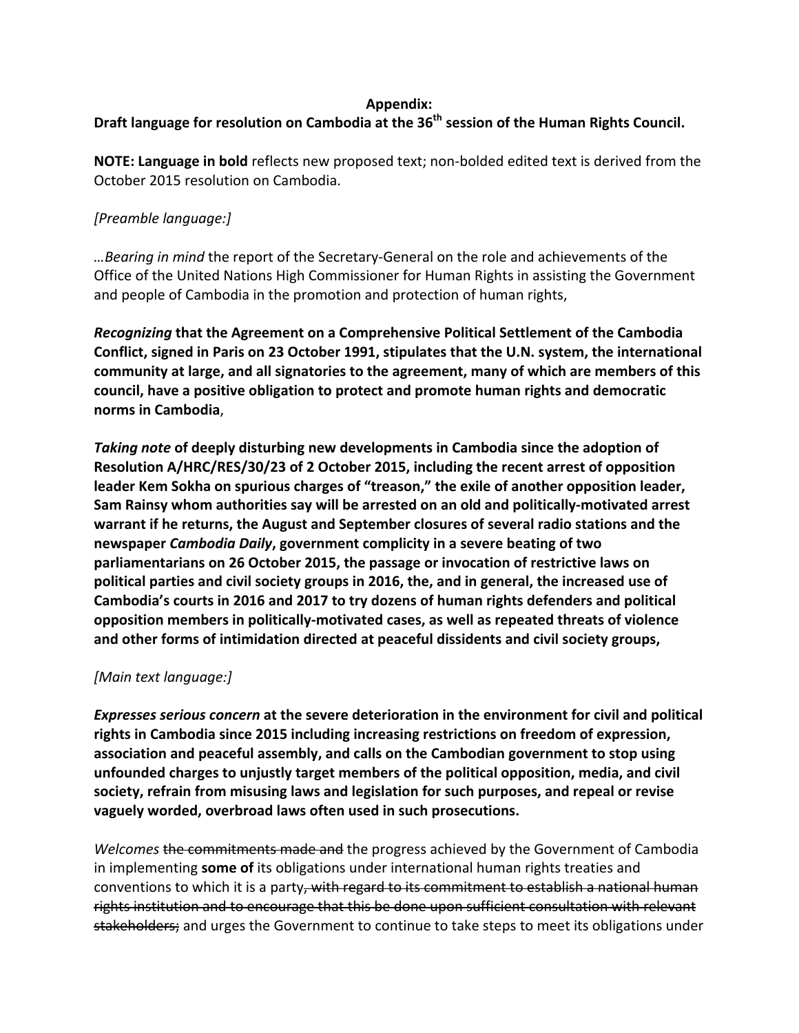**Appendix:**
**Draft language for resolution on Cambodia at the 36th session of the Human Rights Council.**

**NOTE: Language in bold** reflects new proposed text; non-bolded edited text is derived from the October 2015 resolution on Cambodia.

*[Preamble language:]*

*…Bearing in mind* the report of the Secretary-General on the role and achievements of the Office of the United Nations High Commissioner for Human Rights in assisting the Government and people of Cambodia in the promotion and protection of human rights,

***Recognizing* that the Agreement on a Comprehensive Political Settlement of the Cambodia Conflict, signed in Paris on 23 October 1991, stipulates that the U.N. system, the international community at large, and all signatories to the agreement, many of which are members of this council, have a positive obligation to protect and promote human rights and democratic norms in Cambodia**,

***Taking note* of deeply disturbing new developments in Cambodia since the adoption of Resolution A/HRC/RES/30/23 of 2 October 2015, including the recent arrest of opposition leader Kem Sokha on spurious charges of "treason," the exile of another opposition leader, Sam Rainsy whom authorities say will be arrested on an old and politically-motivated arrest warrant if he returns, the August and September closures of several radio stations and the newspaper *Cambodia Daily*, government complicity in a severe beating of two parliamentarians on 26 October 2015, the passage or invocation of restrictive laws on political parties and civil society groups in 2016, the, and in general, the increased use of Cambodia's courts in 2016 and 2017 to try dozens of human rights defenders and political opposition members in politically-motivated cases, as well as repeated threats of violence and other forms of intimidation directed at peaceful dissidents and civil society groups,**

*[Main text language:]*

***Expresses serious concern* at the severe deterioration in the environment for civil and political rights in Cambodia since 2015 including increasing restrictions on freedom of expression, association and peaceful assembly, and calls on the Cambodian government to stop using unfounded charges to unjustly target members of the political opposition, media, and civil society, refrain from misusing laws and legislation for such purposes, and repeal or revise vaguely worded, overbroad laws often used in such prosecutions.**

*Welcomes* ~~the commitments made and~~ the progress achieved by the Government of Cambodia in implementing **some of** its obligations under international human rights treaties and conventions to which it is a party~~, with regard to its commitment to establish a national human rights institution and to encourage that this be done upon sufficient consultation with relevant stakeholders;~~ and urges the Government to continue to take steps to meet its obligations under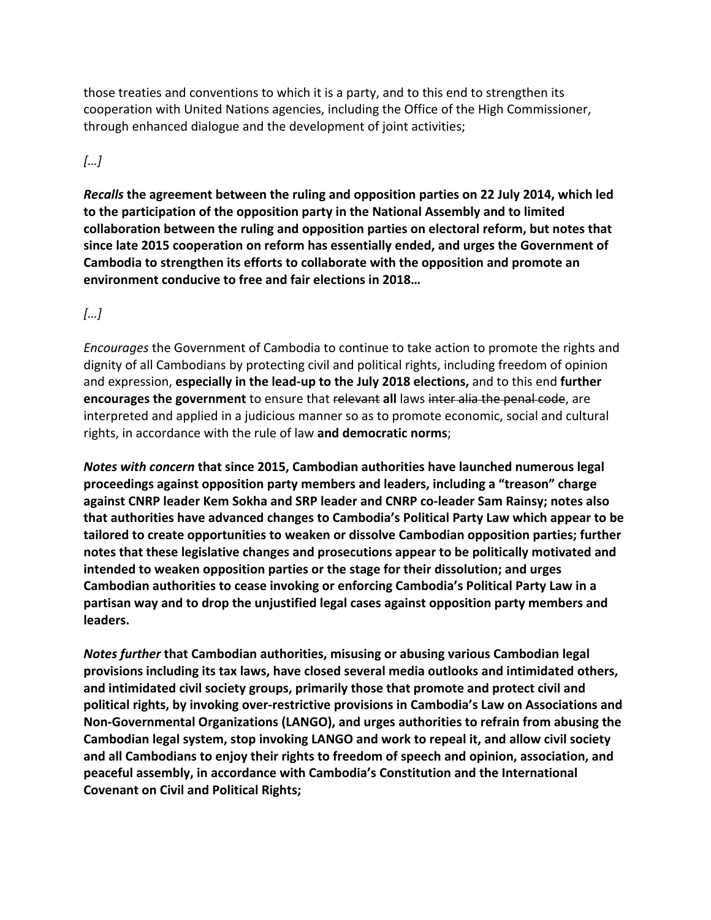those treaties and conventions to which it is a party, and to this end to strengthen its cooperation with United Nations agencies, including the Office of the High Commissioner, through enhanced dialogue and the development of joint activities;

*[…]*

***Recalls* the agreement between the ruling and opposition parties on 22 July 2014, which led to the participation of the opposition party in the National Assembly and to limited collaboration between the ruling and opposition parties on electoral reform, but notes that since late 2015 cooperation on reform has essentially ended, and urges the Government of Cambodia to strengthen its efforts to collaborate with the opposition and promote an environment conducive to free and fair elections in 2018…**

*[…]*

*Encourages* the Government of Cambodia to continue to take action to promote the rights and dignity of all Cambodians by protecting civil and political rights, including freedom of opinion and expression, **especially in the lead-up to the July 2018 elections,** and to this end **further encourages the government** to ensure that ~~relevant~~ **all** laws ~~inter alia the penal code~~, are interpreted and applied in a judicious manner so as to promote economic, social and cultural rights, in accordance with the rule of law **and democratic norms**;

***Notes with concern* that since 2015, Cambodian authorities have launched numerous legal proceedings against opposition party members and leaders, including a "treason" charge against CNRP leader Kem Sokha and SRP leader and CNRP co-leader Sam Rainsy; notes also that authorities have advanced changes to Cambodia's Political Party Law which appear to be tailored to create opportunities to weaken or dissolve Cambodian opposition parties; further notes that these legislative changes and prosecutions appear to be politically motivated and intended to weaken opposition parties or the stage for their dissolution; and urges Cambodian authorities to cease invoking or enforcing Cambodia's Political Party Law in a partisan way and to drop the unjustified legal cases against opposition party members and leaders.**

***Notes further* that Cambodian authorities, misusing or abusing various Cambodian legal provisions including its tax laws, have closed several media outlooks and intimidated others, and intimidated civil society groups, primarily those that promote and protect civil and political rights, by invoking over-restrictive provisions in Cambodia's Law on Associations and Non-Governmental Organizations (LANGO), and urges authorities to refrain from abusing the Cambodian legal system, stop invoking LANGO and work to repeal it, and allow civil society and all Cambodians to enjoy their rights to freedom of speech and opinion, association, and peaceful assembly, in accordance with Cambodia's Constitution and the International Covenant on Civil and Political Rights;**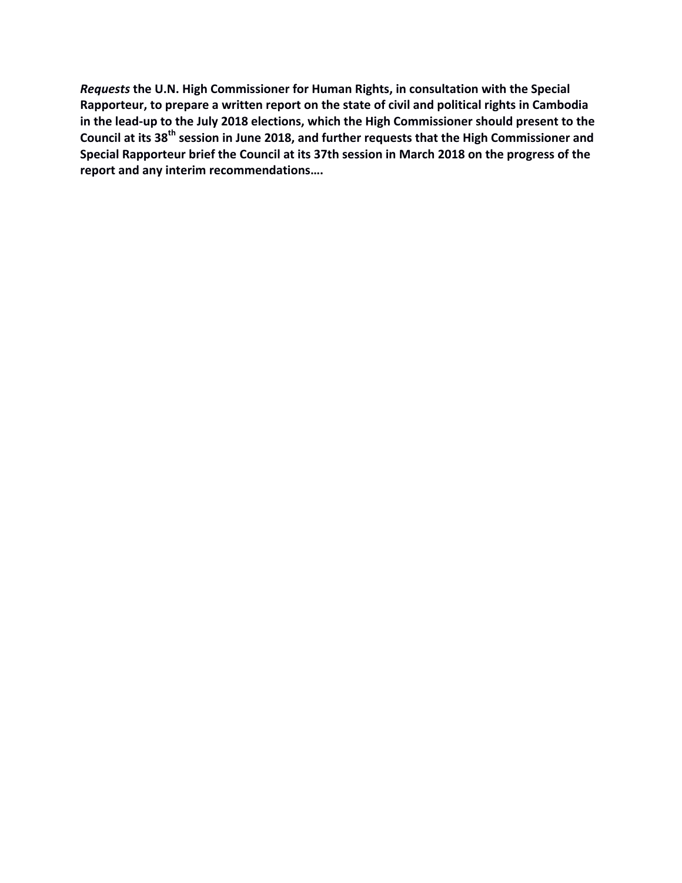***Requests* the U.N. High Commissioner for Human Rights, in consultation with the Special Rapporteur, to prepare a written report on the state of civil and political rights in Cambodia in the lead-up to the July 2018 elections, which the High Commissioner should present to the Council at its 38th session in June 2018, and further requests that the High Commissioner and Special Rapporteur brief the Council at its 37th session in March 2018 on the progress of the report and any interim recommendations….**